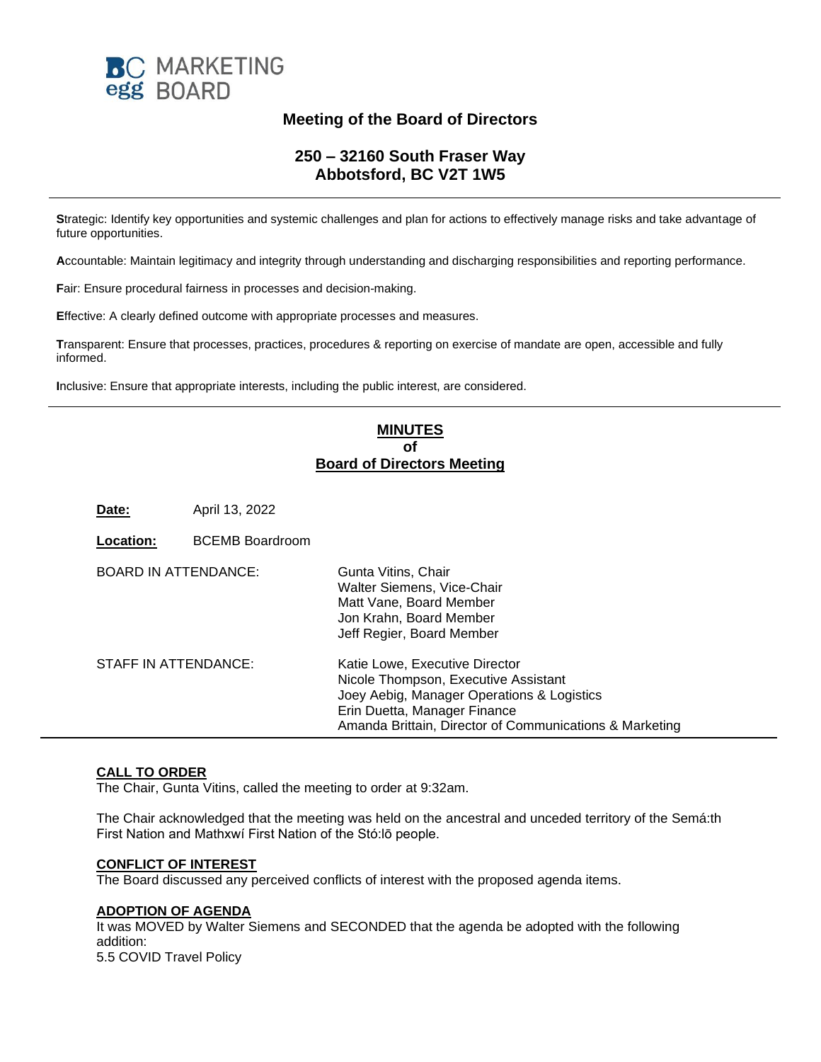BC MARKETING egg BOARD

## Meeting of the Board of Directors

### 250 – 32160 South Fraser Way
### Abbotsford, BC V2T 1W5

---

**S**trategic: Identify key opportunities and systemic challenges and plan for actions to effectively manage risks and take advantage of future opportunities.

**A**ccountable: Maintain legitimacy and integrity through understanding and discharging responsibilities and reporting performance.

**F**air: Ensure procedural fairness in processes and decision-making.

**E**ffective: A clearly defined outcome with appropriate processes and measures.

**T**ransparent: Ensure that processes, practices, procedures & reporting on exercise of mandate are open, accessible and fully informed.

**I**nclusive: Ensure that appropriate interests, including the public interest, are considered.

---

## MINUTES of Board of Directors Meeting

**Date:** April 13, 2022

**Location:** BCEMB Boardroom

BOARD IN ATTENDANCE:
- Gunta Vitins, Chair
- Walter Siemens, Vice-Chair
- Matt Vane, Board Member
- Jon Krahn, Board Member
- Jeff Regier, Board Member

STAFF IN ATTENDANCE:
- Katie Lowe, Executive Director
- Nicole Thompson, Executive Assistant
- Joey Aebig, Manager Operations & Logistics
- Erin Duetta, Manager Finance
- Amanda Brittain, Director of Communications & Marketing

---

**CALL TO ORDER**

The Chair, Gunta Vitins, called the meeting to order at 9:32am.

The Chair acknowledged that the meeting was held on the ancestral and unceded territory of the Semá:th First Nation and Mathxwí First Nation of the Stó:lō people.

**CONFLICT OF INTEREST**

The Board discussed any perceived conflicts of interest with the proposed agenda items.

**ADOPTION OF AGENDA**

It was MOVED by Walter Siemens and SECONDED that the agenda be adopted with the following addition:
5.5 COVID Travel Policy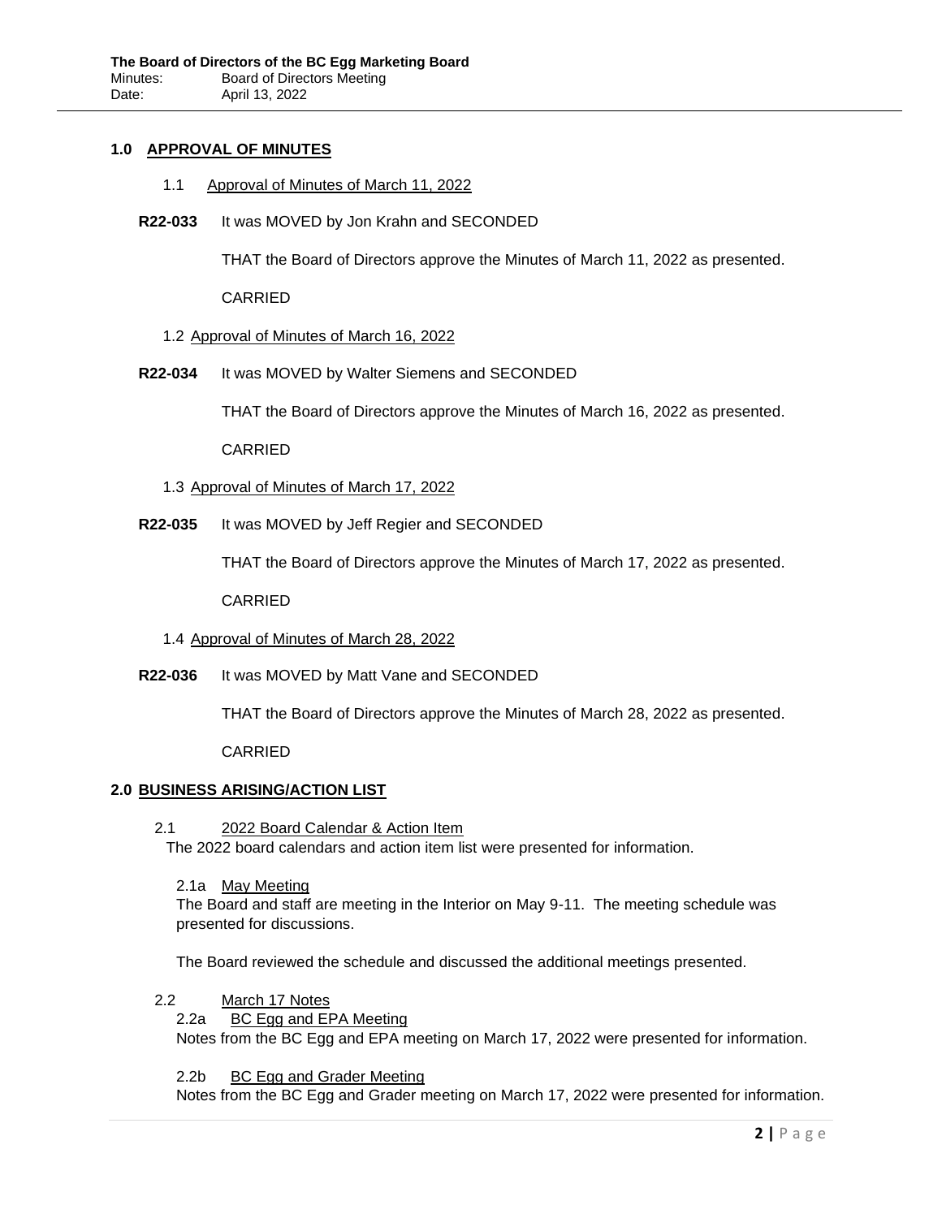## 1.0 APPROVAL OF MINUTES

1.1 Approval of Minutes of March 11, 2022

**R22-033** It was MOVED by Jon Krahn and SECONDED

THAT the Board of Directors approve the Minutes of March 11, 2022 as presented.

CARRIED

1.2 Approval of Minutes of March 16, 2022

**R22-034** It was MOVED by Walter Siemens and SECONDED

THAT the Board of Directors approve the Minutes of March 16, 2022 as presented.

CARRIED

1.3 Approval of Minutes of March 17, 2022

**R22-035** It was MOVED by Jeff Regier and SECONDED

THAT the Board of Directors approve the Minutes of March 17, 2022 as presented.

CARRIED

1.4 Approval of Minutes of March 28, 2022

**R22-036** It was MOVED by Matt Vane and SECONDED

THAT the Board of Directors approve the Minutes of March 28, 2022 as presented.

CARRIED

## 2.0 BUSINESS ARISING/ACTION LIST

2.1 2022 Board Calendar & Action Item

The 2022 board calendars and action item list were presented for information.

2.1a May Meeting

The Board and staff are meeting in the Interior on May 9-11. The meeting schedule was presented for discussions.

The Board reviewed the schedule and discussed the additional meetings presented.

2.2 March 17 Notes

2.2a BC Egg and EPA Meeting

Notes from the BC Egg and EPA meeting on March 17, 2022 were presented for information.

2.2b BC Egg and Grader Meeting

Notes from the BC Egg and Grader meeting on March 17, 2022 were presented for information.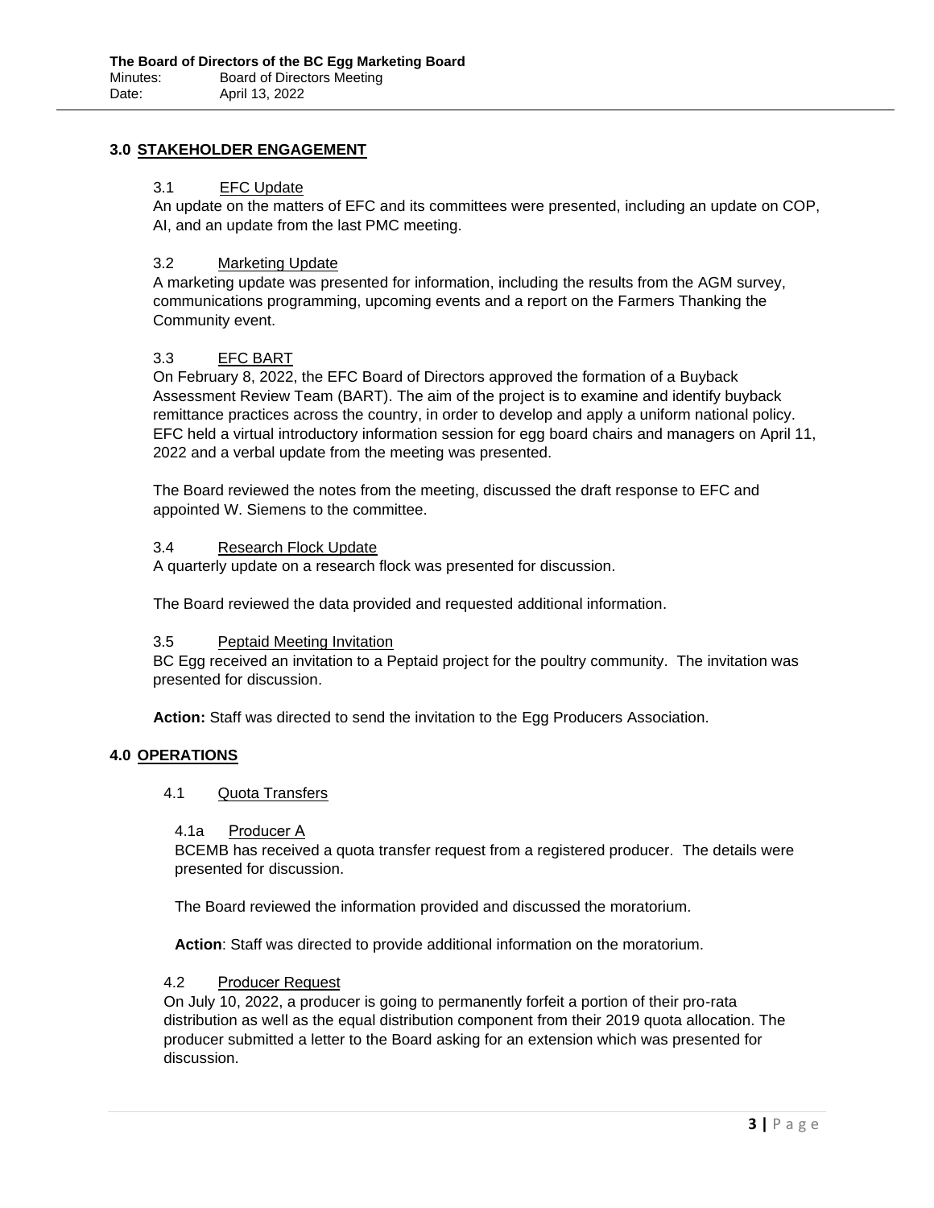## 3.0 STAKEHOLDER ENGAGEMENT

### 3.1 EFC Update

An update on the matters of EFC and its committees were presented, including an update on COP, AI, and an update from the last PMC meeting.

### 3.2 Marketing Update

A marketing update was presented for information, including the results from the AGM survey, communications programming, upcoming events and a report on the Farmers Thanking the Community event.

### 3.3 EFC BART

On February 8, 2022, the EFC Board of Directors approved the formation of a Buyback Assessment Review Team (BART). The aim of the project is to examine and identify buyback remittance practices across the country, in order to develop and apply a uniform national policy. EFC held a virtual introductory information session for egg board chairs and managers on April 11, 2022 and a verbal update from the meeting was presented.

The Board reviewed the notes from the meeting, discussed the draft response to EFC and appointed W. Siemens to the committee.

### 3.4 Research Flock Update

A quarterly update on a research flock was presented for discussion.

The Board reviewed the data provided and requested additional information.

### 3.5 Peptaid Meeting Invitation

BC Egg received an invitation to a Peptaid project for the poultry community. The invitation was presented for discussion.

**Action:** Staff was directed to send the invitation to the Egg Producers Association.

## 4.0 OPERATIONS

### 4.1 Quota Transfers

#### 4.1a Producer A

BCEMB has received a quota transfer request from a registered producer. The details were presented for discussion.

The Board reviewed the information provided and discussed the moratorium.

**Action**: Staff was directed to provide additional information on the moratorium.

### 4.2 Producer Request

On July 10, 2022, a producer is going to permanently forfeit a portion of their pro-rata distribution as well as the equal distribution component from their 2019 quota allocation. The producer submitted a letter to the Board asking for an extension which was presented for discussion.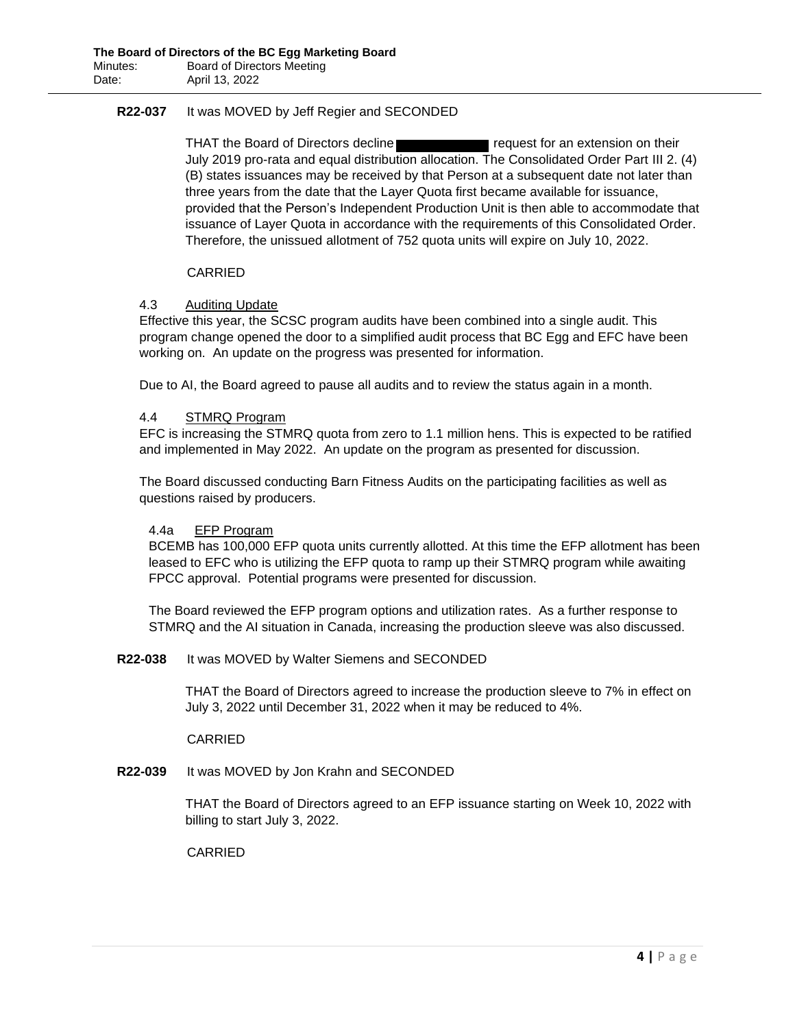**R22-037** It was MOVED by Jeff Regier and SECONDED

THAT the Board of Directors decline ██████████ request for an extension on their July 2019 pro-rata and equal distribution allocation. The Consolidated Order Part III 2. (4) (B) states issuances may be received by that Person at a subsequent date not later than three years from the date that the Layer Quota first became available for issuance, provided that the Person's Independent Production Unit is then able to accommodate that issuance of Layer Quota in accordance with the requirements of this Consolidated Order. Therefore, the unissued allotment of 752 quota units will expire on July 10, 2022.

CARRIED

4.3 Auditing Update

Effective this year, the SCSC program audits have been combined into a single audit. This program change opened the door to a simplified audit process that BC Egg and EFC have been working on. An update on the progress was presented for information.

Due to AI, the Board agreed to pause all audits and to review the status again in a month.

4.4 STMRQ Program

EFC is increasing the STMRQ quota from zero to 1.1 million hens. This is expected to be ratified and implemented in May 2022. An update on the program as presented for discussion.

The Board discussed conducting Barn Fitness Audits on the participating facilities as well as questions raised by producers.

4.4a EFP Program

BCEMB has 100,000 EFP quota units currently allotted. At this time the EFP allotment has been leased to EFC who is utilizing the EFP quota to ramp up their STMRQ program while awaiting FPCC approval. Potential programs were presented for discussion.

The Board reviewed the EFP program options and utilization rates. As a further response to STMRQ and the AI situation in Canada, increasing the production sleeve was also discussed.

**R22-038** It was MOVED by Walter Siemens and SECONDED

THAT the Board of Directors agreed to increase the production sleeve to 7% in effect on July 3, 2022 until December 31, 2022 when it may be reduced to 4%.

CARRIED

**R22-039** It was MOVED by Jon Krahn and SECONDED

THAT the Board of Directors agreed to an EFP issuance starting on Week 10, 2022 with billing to start July 3, 2022.

CARRIED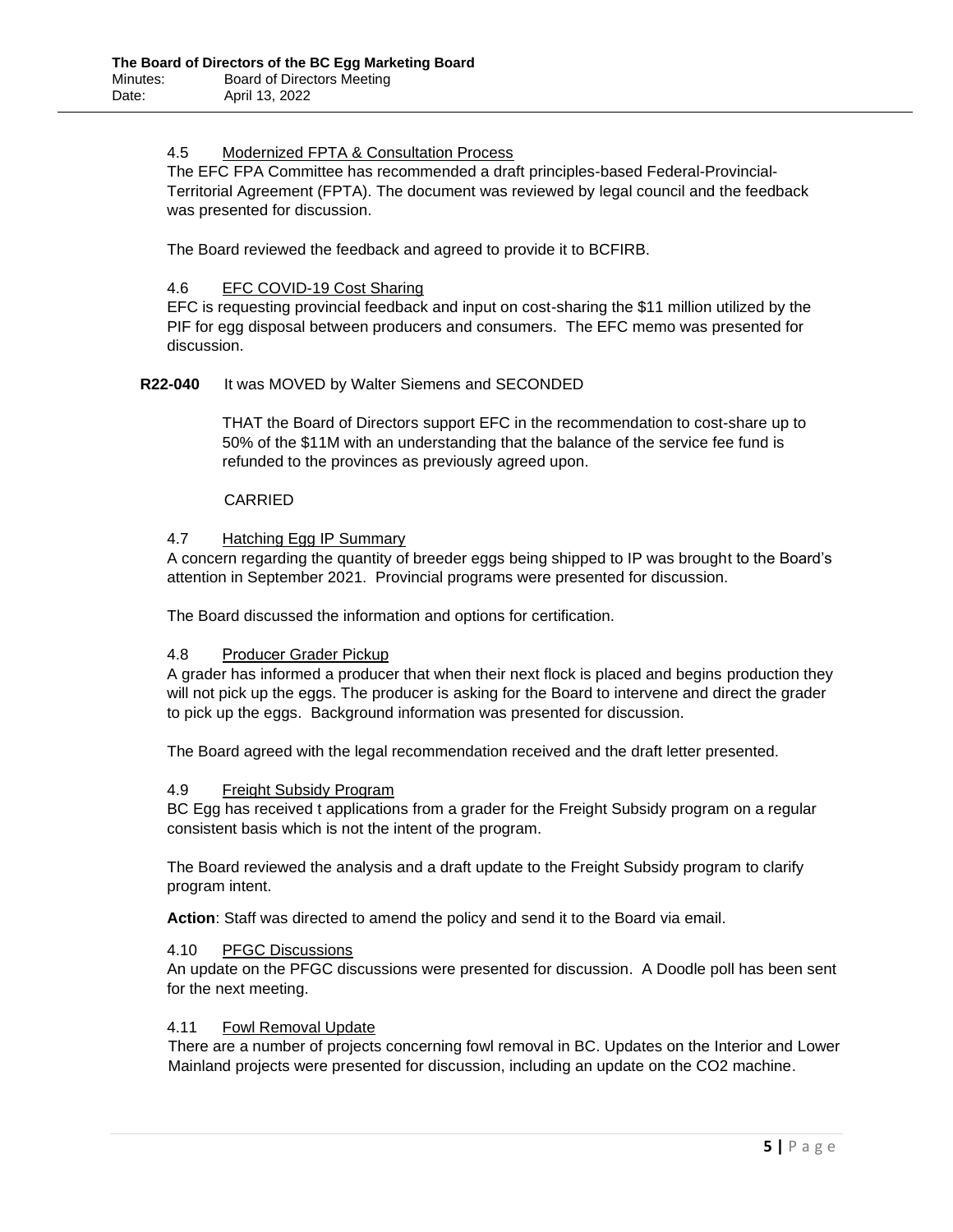### 4.5 Modernized FPTA & Consultation Process

The EFC FPA Committee has recommended a draft principles-based Federal-Provincial-Territorial Agreement (FPTA). The document was reviewed by legal council and the feedback was presented for discussion.

The Board reviewed the feedback and agreed to provide it to BCFIRB.

### 4.6 EFC COVID-19 Cost Sharing

EFC is requesting provincial feedback and input on cost-sharing the $11 million utilized by the PIF for egg disposal between producers and consumers. The EFC memo was presented for discussion.

**R22-040** It was MOVED by Walter Siemens and SECONDED

THAT the Board of Directors support EFC in the recommendation to cost-share up to 50% of the $11M with an understanding that the balance of the service fee fund is refunded to the provinces as previously agreed upon.

CARRIED

### 4.7 Hatching Egg IP Summary

A concern regarding the quantity of breeder eggs being shipped to IP was brought to the Board's attention in September 2021. Provincial programs were presented for discussion.

The Board discussed the information and options for certification.

### 4.8 Producer Grader Pickup

A grader has informed a producer that when their next flock is placed and begins production they will not pick up the eggs. The producer is asking for the Board to intervene and direct the grader to pick up the eggs. Background information was presented for discussion.

The Board agreed with the legal recommendation received and the draft letter presented.

### 4.9 Freight Subsidy Program

BC Egg has received t applications from a grader for the Freight Subsidy program on a regular consistent basis which is not the intent of the program.

The Board reviewed the analysis and a draft update to the Freight Subsidy program to clarify program intent.

**Action**: Staff was directed to amend the policy and send it to the Board via email.

### 4.10 PFGC Discussions

An update on the PFGC discussions were presented for discussion. A Doodle poll has been sent for the next meeting.

### 4.11 Fowl Removal Update

There are a number of projects concerning fowl removal in BC. Updates on the Interior and Lower Mainland projects were presented for discussion, including an update on the $CO_2$ machine.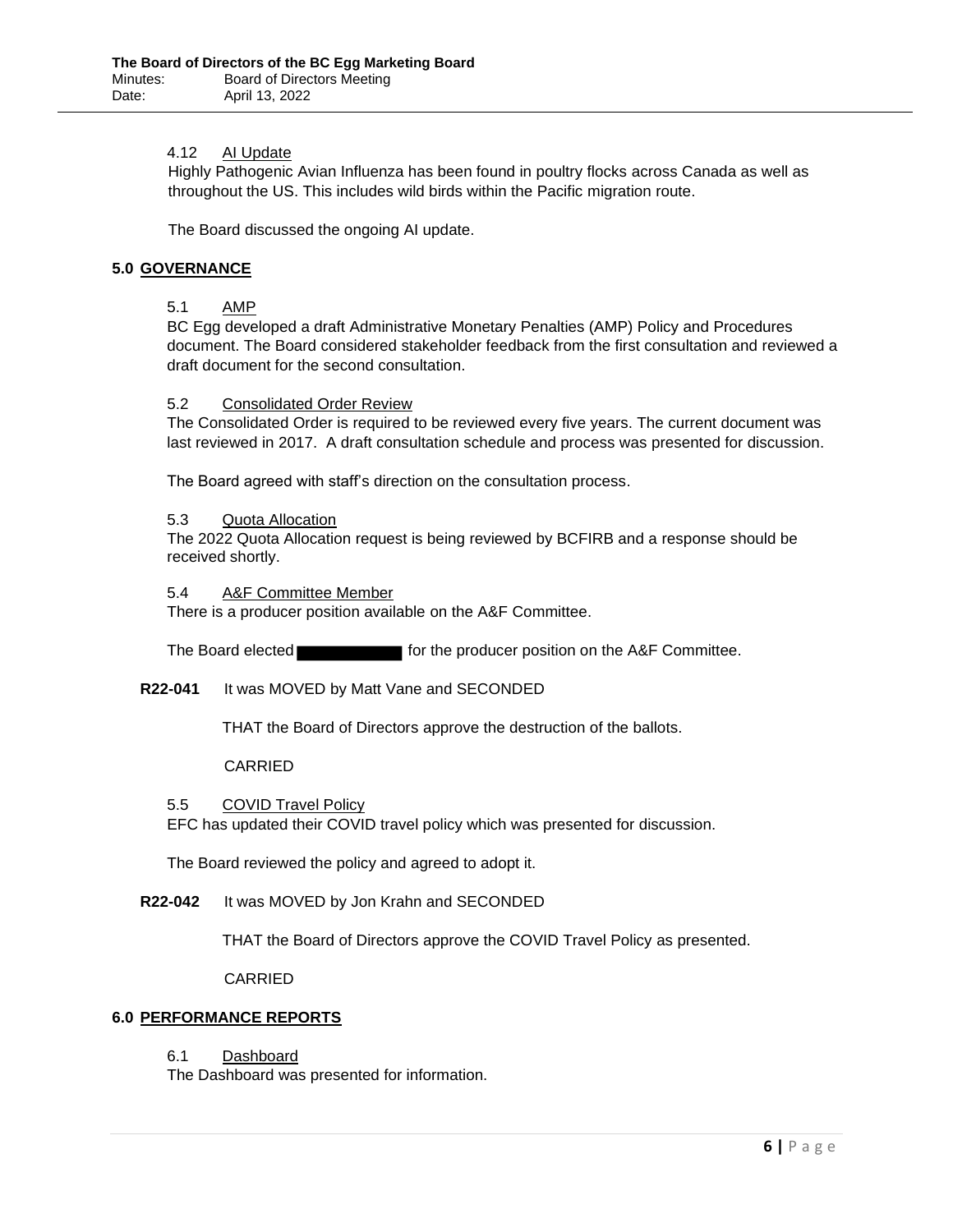### 4.12 AI Update

Highly Pathogenic Avian Influenza has been found in poultry flocks across Canada as well as throughout the US. This includes wild birds within the Pacific migration route.

The Board discussed the ongoing AI update.

## 5.0 GOVERNANCE

### 5.1 AMP

BC Egg developed a draft Administrative Monetary Penalties (AMP) Policy and Procedures document. The Board considered stakeholder feedback from the first consultation and reviewed a draft document for the second consultation.

### 5.2 Consolidated Order Review

The Consolidated Order is required to be reviewed every five years. The current document was last reviewed in 2017. A draft consultation schedule and process was presented for discussion.

The Board agreed with staff's direction on the consultation process.

### 5.3 Quota Allocation

The 2022 Quota Allocation request is being reviewed by BCFIRB and a response should be received shortly.

### 5.4 A&F Committee Member

There is a producer position available on the A&F Committee.

The Board elected ██████████ for the producer position on the A&F Committee.

**R22-041** It was MOVED by Matt Vane and SECONDED

THAT the Board of Directors approve the destruction of the ballots.

CARRIED

### 5.5 COVID Travel Policy

EFC has updated their COVID travel policy which was presented for discussion.

The Board reviewed the policy and agreed to adopt it.

**R22-042** It was MOVED by Jon Krahn and SECONDED

THAT the Board of Directors approve the COVID Travel Policy as presented.

CARRIED

## 6.0 PERFORMANCE REPORTS

### 6.1 Dashboard

The Dashboard was presented for information.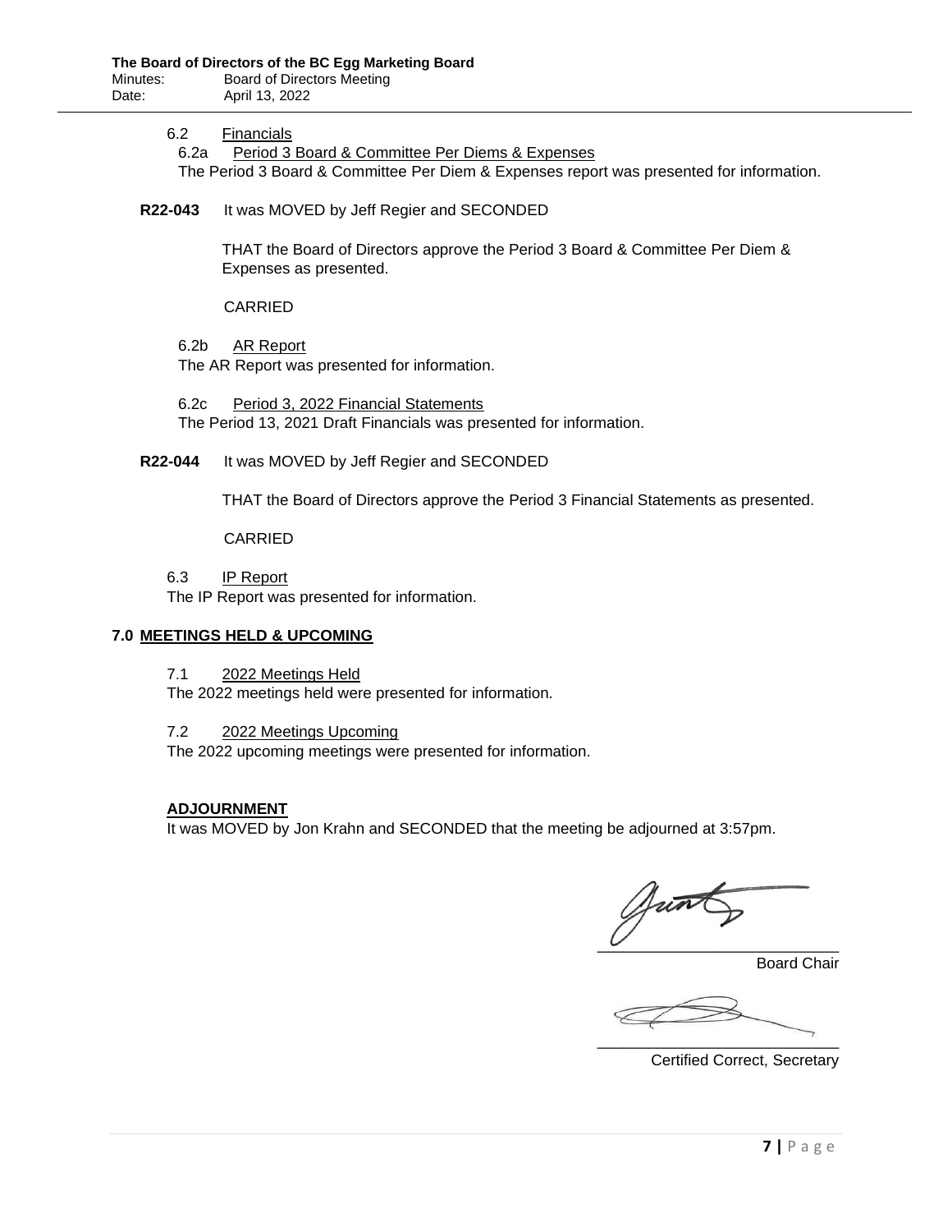6.2 Financials

6.2a Period 3 Board & Committee Per Diems & Expenses

The Period 3 Board & Committee Per Diem & Expenses report was presented for information.

**R22-043** It was MOVED by Jeff Regier and SECONDED

THAT the Board of Directors approve the Period 3 Board & Committee Per Diem & Expenses as presented.

CARRIED

6.2b AR Report

The AR Report was presented for information.

6.2c Period 3, 2022 Financial Statements

The Period 13, 2021 Draft Financials was presented for information.

**R22-044** It was MOVED by Jeff Regier and SECONDED

THAT the Board of Directors approve the Period 3 Financial Statements as presented.

CARRIED

6.3 IP Report

The IP Report was presented for information.

## 7.0 MEETINGS HELD & UPCOMING

7.1 2022 Meetings Held

The 2022 meetings held were presented for information.

7.2 2022 Meetings Upcoming

The 2022 upcoming meetings were presented for information.

**ADJOURNMENT**

It was MOVED by Jon Krahn and SECONDED that the meeting be adjourned at 3:57pm.

\_\_\_\_\_\_\_\_\_\_\_\_\_\_\_\_\_\_\_\_\_\_\_\_\_\_\_\_

Board Chair

\_\_\_\_\_\_\_\_\_\_\_\_\_\_\_\_\_\_\_\_\_\_\_\_\_\_\_\_

Certified Correct, Secretary